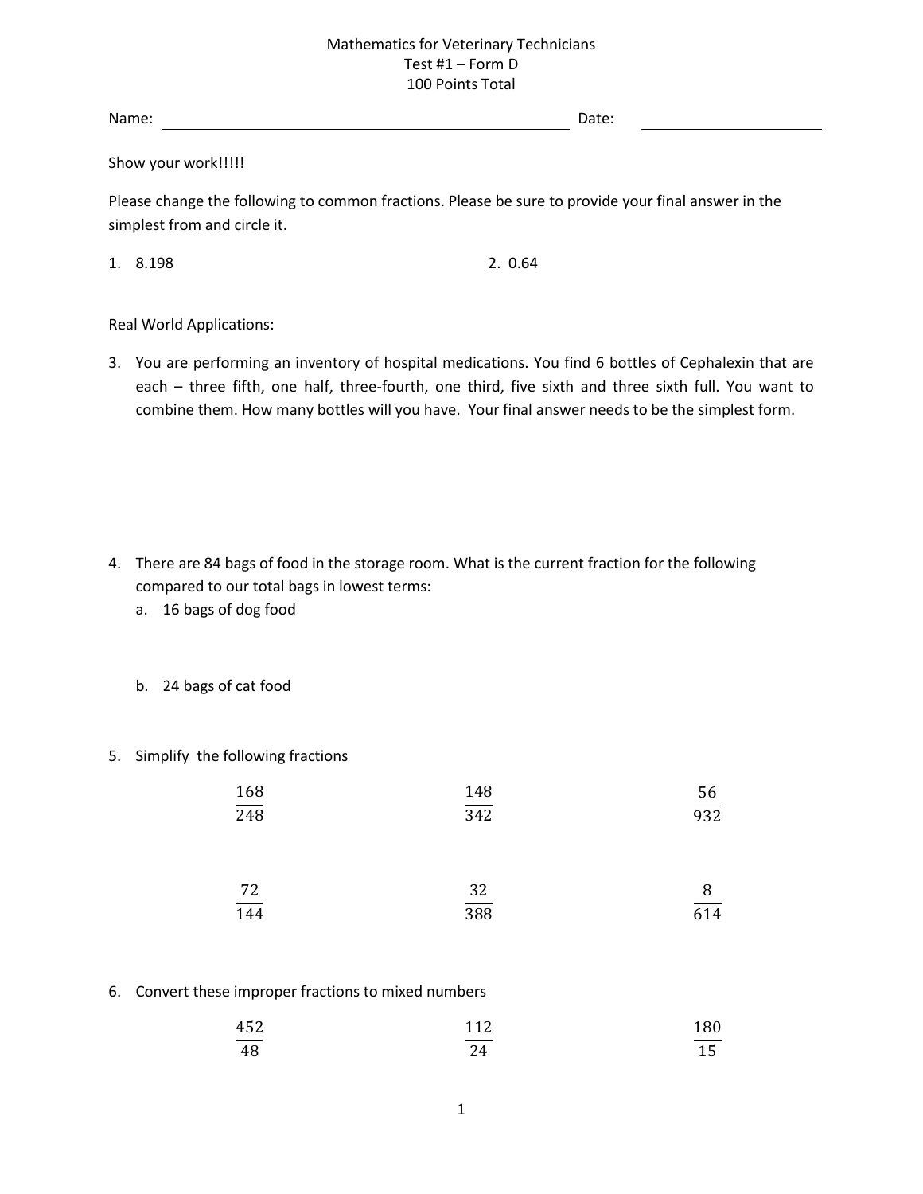Mathematics for Veterinary Technicians
Test #1 – Form D
100 Points Total

Name: ______________________________ Date: ______________

Show your work!!!!!

Please change the following to common fractions. Please be sure to provide your final answer in the simplest from and circle it.

1. 8.198

2. 0.64

Real World Applications:

3. You are performing an inventory of hospital medications. You find 6 bottles of Cephalexin that are each – three fifth, one half, three-fourth, one third, five sixth and three sixth full. You want to combine them. How many bottles will you have. Your final answer needs to be the simplest form.

4. There are 84 bags of food in the storage room. What is the current fraction for the following compared to our total bags in lowest terms:
   a. 16 bags of dog food
   b. 24 bags of cat food

5. Simplify the following fractions

$\frac{168}{248}$ $\frac{148}{342}$ $\frac{56}{932}$

$\frac{72}{144}$ $\frac{32}{388}$ $\frac{8}{614}$

6. Convert these improper fractions to mixed numbers

$\frac{452}{48}$ $\frac{112}{24}$ $\frac{180}{15}$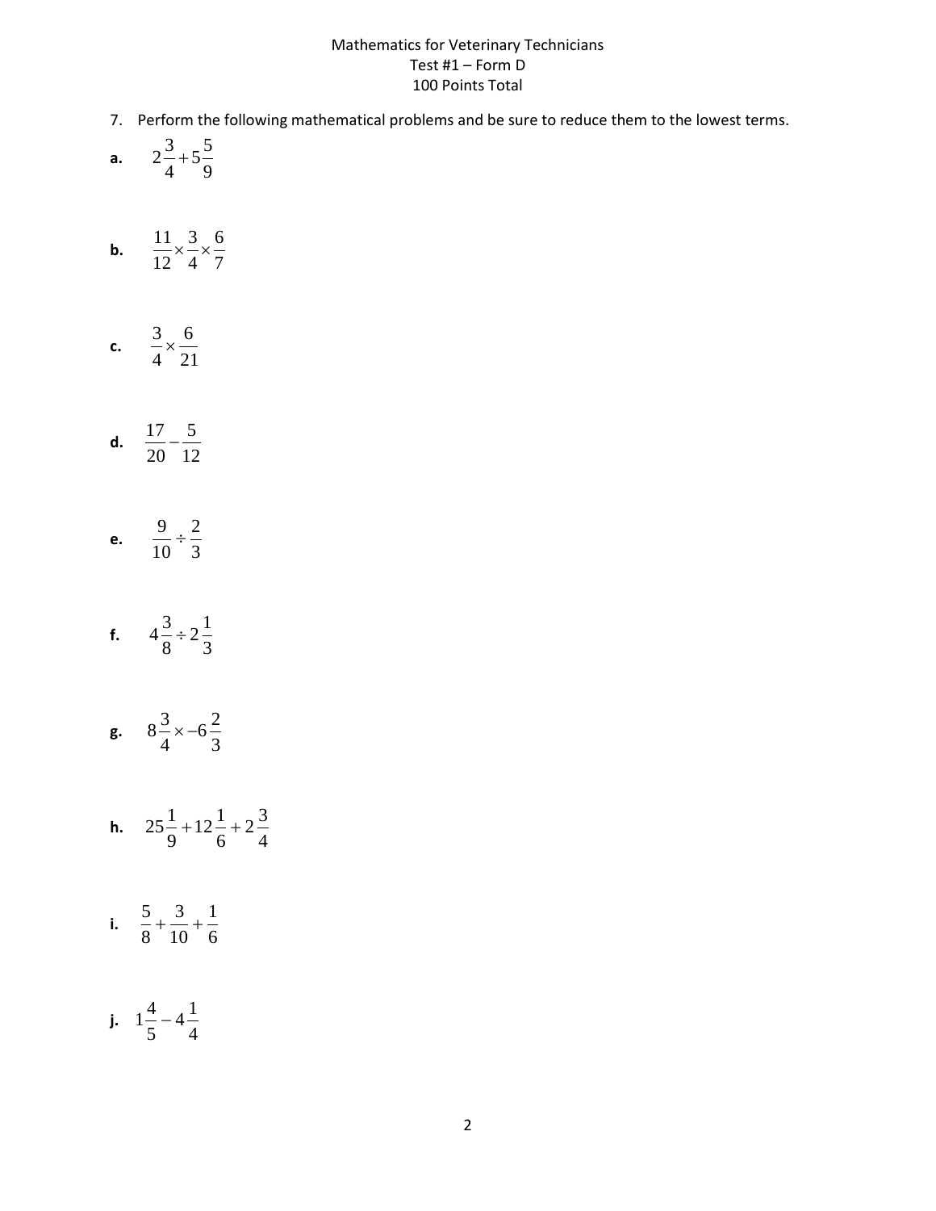Mathematics for Veterinary Technicians
Test #1 – Form D
100 Points Total

7. Perform the following mathematical problems and be sure to reduce them to the lowest terms.

**a.** $2\frac{3}{4}+5\frac{5}{9}$

**b.** $\frac{11}{12}\times\frac{3}{4}\times\frac{6}{7}$

**c.** $\frac{3}{4}\times\frac{6}{21}$

**d.** $\frac{17}{20}-\frac{5}{12}$

**e.** $\frac{9}{10}\div\frac{2}{3}$

**f.** $4\frac{3}{8}\div 2\frac{1}{3}$

**g.** $8\frac{3}{4}\times -6\frac{2}{3}$

**h.** $25\frac{1}{9}+12\frac{1}{6}+2\frac{3}{4}$

**i.** $\frac{5}{8}+\frac{3}{10}+\frac{1}{6}$

**j.** $1\frac{4}{5}-4\frac{1}{4}$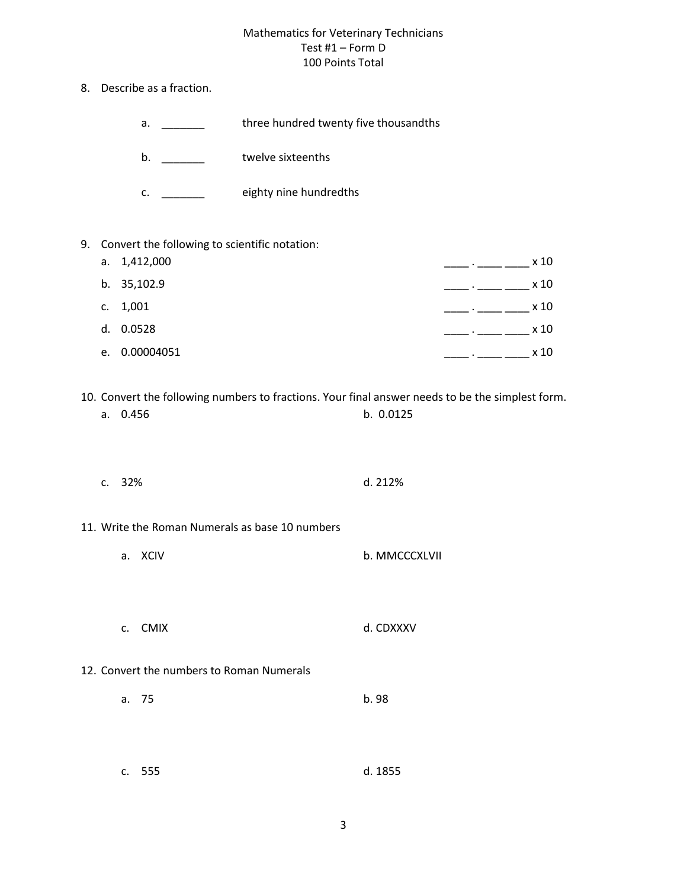Mathematics for Veterinary Technicians
Test #1 – Form D
100 Points Total

8. Describe as a fraction.

    a. _______ three hundred twenty five thousandths

    b. _______ twelve sixteenths

    c. _______ eighty nine hundredths

9. Convert the following to scientific notation:

    a. 1,412,000 ____ . ____ ____ x 10

    b. 35,102.9 ____ . ____ ____ x 10

    c. 1,001 ____ . ____ ____ x 10

    d. 0.0528 ____ . ____ ____ x 10

    e. 0.00004051 ____ . ____ ____ x 10

10. Convert the following numbers to fractions. Your final answer needs to be the simplest form.

    a. 0.456

    b. 0.0125

    c. 32%

    d. 212%

11. Write the Roman Numerals as base 10 numbers

    a. XCIV

    b. MMCCCXLVII

    c. CMIX

    d. CDXXXV

12. Convert the numbers to Roman Numerals

    a. 75

    b. 98

    c. 555

    d. 1855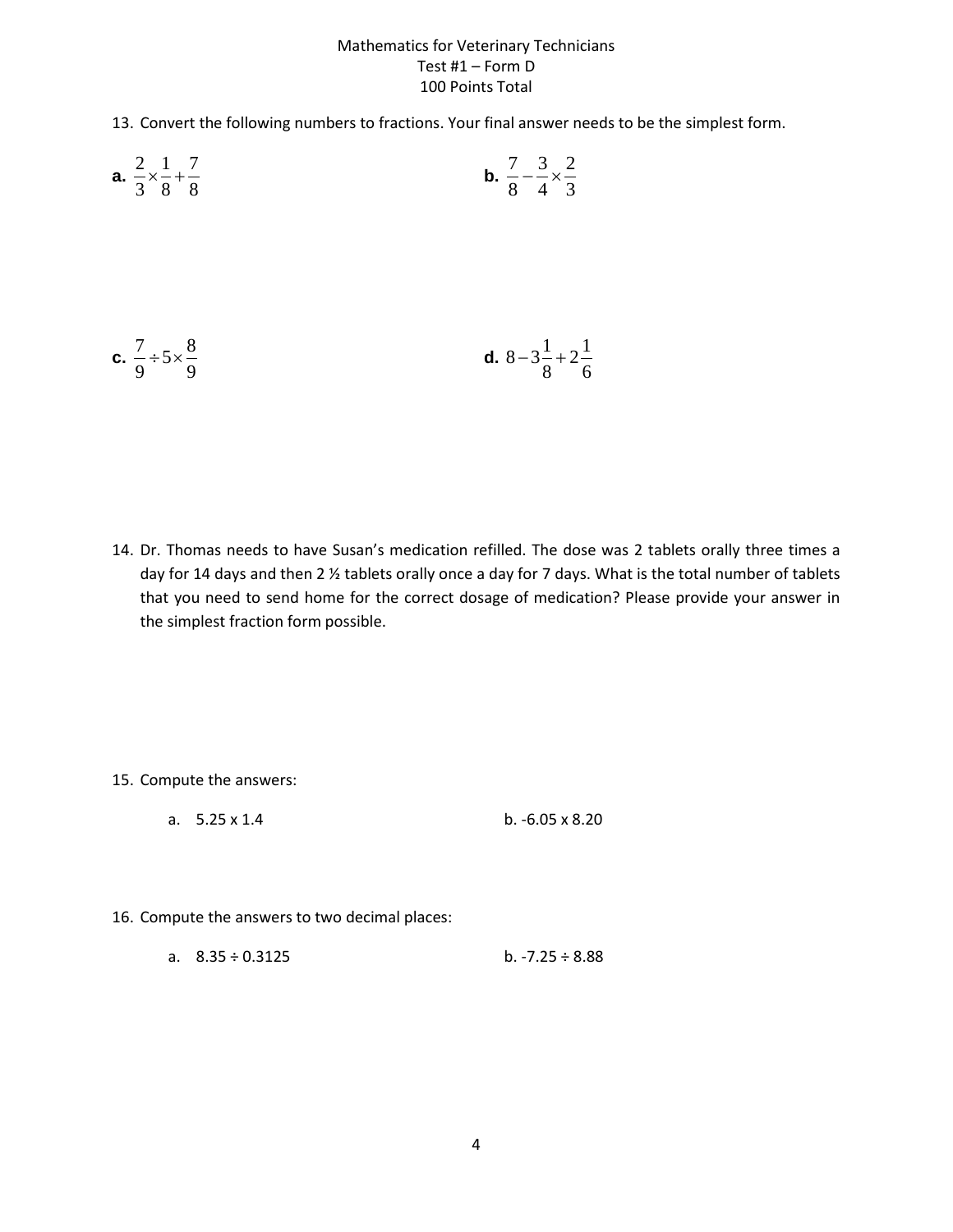Mathematics for Veterinary Technicians
Test #1 – Form D
100 Points Total

13. Convert the following numbers to fractions. Your final answer needs to be the simplest form.

**a.** $\frac{2}{3}\times\frac{1}{8}+\frac{7}{8}$

**b.** $\frac{7}{8}-\frac{3}{4}\times\frac{2}{3}$

**c.** $\frac{7}{9}\div 5\times\frac{8}{9}$

**d.** $8-3\frac{1}{8}+2\frac{1}{6}$

14. Dr. Thomas needs to have Susan's medication refilled. The dose was 2 tablets orally three times a day for 14 days and then 2 ½ tablets orally once a day for 7 days. What is the total number of tablets that you need to send home for the correct dosage of medication? Please provide your answer in the simplest fraction form possible.

15. Compute the answers:

a. 5.25 x 1.4

b. -6.05 x 8.20

16. Compute the answers to two decimal places:

a. 8.35 ÷ 0.3125

b. -7.25 ÷ 8.88